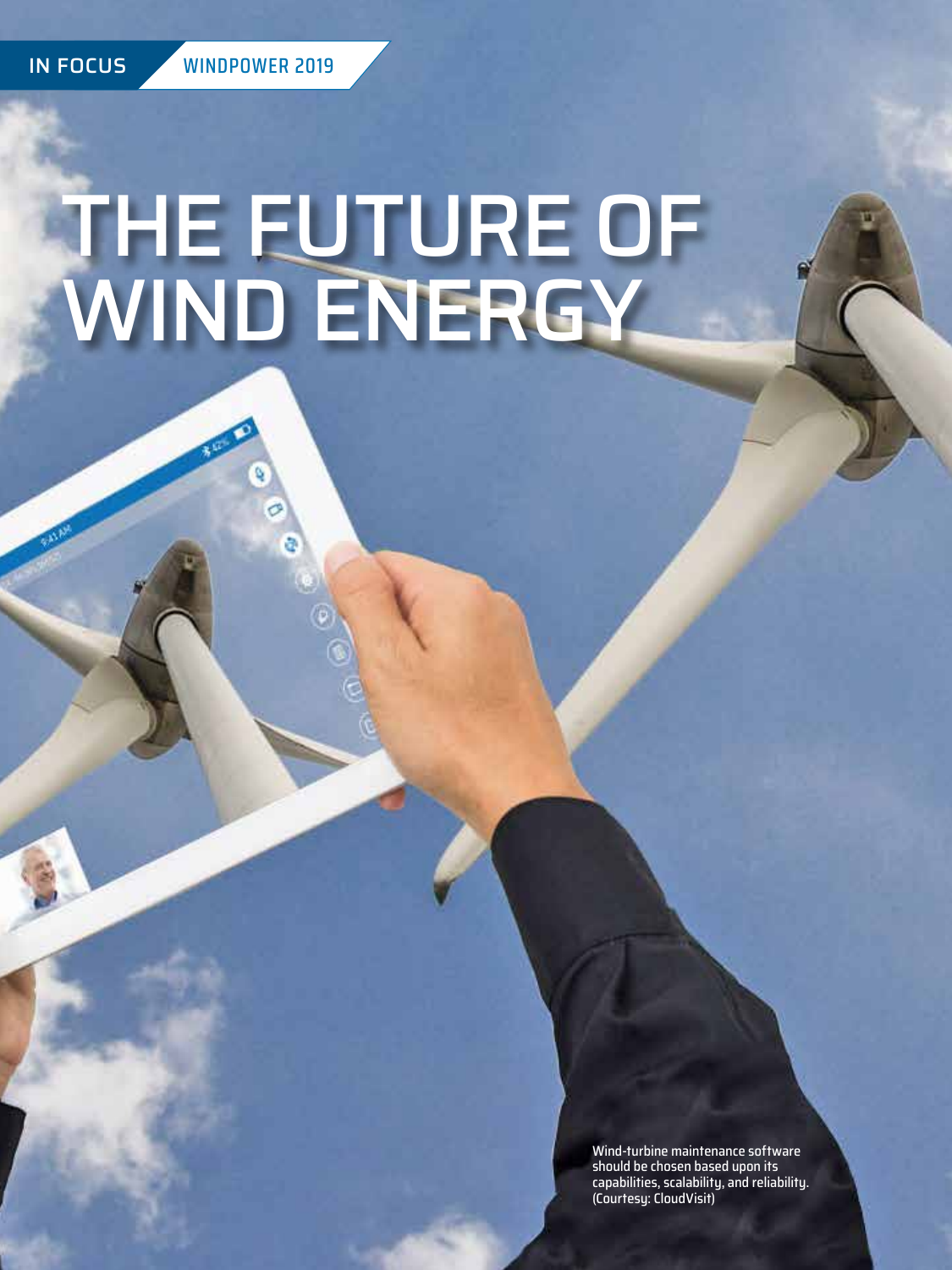IN FOCUS WINDPOWER 2019

# THE FUTURE OF WIND ENERGY

Wind-turbine maintenance software should be chosen based upon its capabilities, scalability, and reliability. (Courtesy: CloudVisit)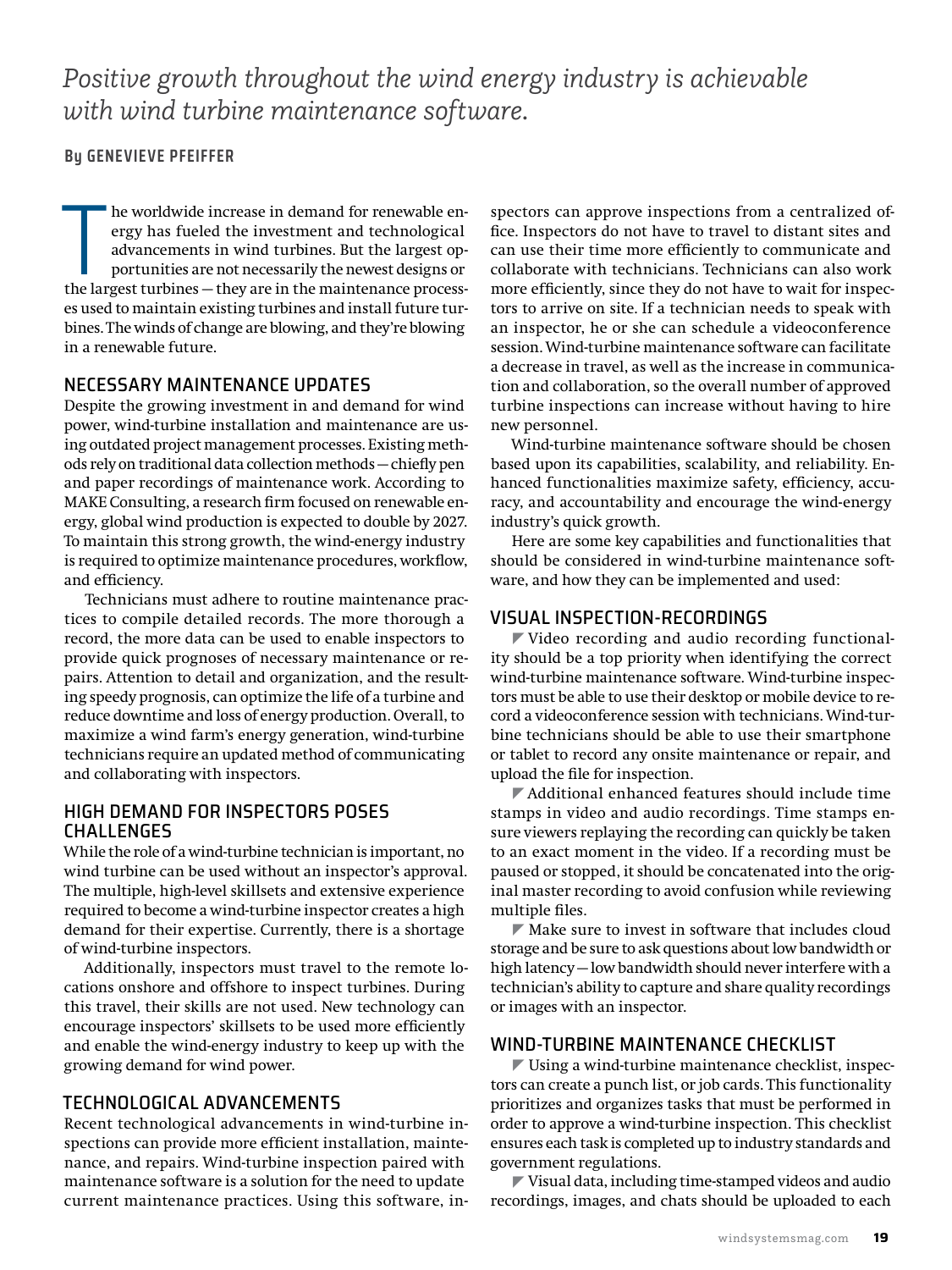*Positive growth throughout the wind energy industry is achievable with wind turbine maintenance software.*

**By GENEVIEVE PFEIFFER**

The worldwide increase in demand for renewable energy has fueled the investment and technological advancements in wind turbines. But the largest opportunities are not necessarily the newest designs or the largest turbines — they are in the maintenance processes used to maintain existing turbines and install future turbines. The winds of change are blowing, and they're blowing in a renewable future.

## NECESSARY MAINTENANCE UPDATES

Despite the growing investment in and demand for wind power, wind-turbine installation and maintenance are using outdated project management processes. Existing methods rely on traditional data collection methods — chiefly pen and paper recordings of maintenance work. According to MAKE Consulting, a research firm focused on renewable energy, global wind production is expected to double by 2027. To maintain this strong growth, the wind-energy industry is required to optimize maintenance procedures, workflow, and efficiency.

Technicians must adhere to routine maintenance practices to compile detailed records. The more thorough a record, the more data can be used to enable inspectors to provide quick prognoses of necessary maintenance or repairs. Attention to detail and organization, and the resulting speedy prognosis, can optimize the life of a turbine and reduce downtime and loss of energy production. Overall, to maximize a wind farm's energy generation, wind-turbine technicians require an updated method of communicating and collaborating with inspectors.

## HIGH DEMAND FOR INSPECTORS POSES CHALLENGES

While the role of a wind-turbine technician is important, no wind turbine can be used without an inspector's approval. The multiple, high-level skillsets and extensive experience required to become a wind-turbine inspector creates a high demand for their expertise. Currently, there is a shortage of wind-turbine inspectors.

Additionally, inspectors must travel to the remote locations onshore and offshore to inspect turbines. During this travel, their skills are not used. New technology can encourage inspectors' skillsets to be used more efficiently and enable the wind-energy industry to keep up with the growing demand for wind power.

## TECHNOLOGICAL ADVANCEMENTS

Recent technological advancements in wind-turbine inspections can provide more efficient installation, maintenance, and repairs. Wind-turbine inspection paired with maintenance software is a solution for the need to update current maintenance practices. Using this software, inspectors can approve inspections from a centralized office. Inspectors do not have to travel to distant sites and can use their time more efficiently to communicate and collaborate with technicians. Technicians can also work more efficiently, since they do not have to wait for inspectors to arrive on site. If a technician needs to speak with an inspector, he or she can schedule a videoconference session. Wind-turbine maintenance software can facilitate a decrease in travel, as well as the increase in communication and collaboration, so the overall number of approved turbine inspections can increase without having to hire new personnel.

Wind-turbine maintenance software should be chosen based upon its capabilities, scalability, and reliability. Enhanced functionalities maximize safety, efficiency, accuracy, and accountability and encourage the wind-energy industry's quick growth.

Here are some key capabilities and functionalities that should be considered in wind-turbine maintenance software, and how they can be implemented and used:

## VISUAL INSPECTION-RECORDINGS

- Video recording and audio recording functionality should be a top priority when identifying the correct wind-turbine maintenance software. Wind-turbine inspectors must be able to use their desktop or mobile device to record a videoconference session with technicians. Wind-turbine technicians should be able to use their smartphone or tablet to record any onsite maintenance or repair, and upload the file for inspection.
- Additional enhanced features should include time stamps in video and audio recordings. Time stamps ensure viewers replaying the recording can quickly be taken to an exact moment in the video. If a recording must be paused or stopped, it should be concatenated into the original master recording to avoid confusion while reviewing multiple files.
- Make sure to invest in software that includes cloud storage and be sure to ask questions about low bandwidth or high latency — low bandwidth should never interfere with a technician's ability to capture and share quality recordings or images with an inspector.

## WIND-TURBINE MAINTENANCE CHECKLIST

- Using a wind-turbine maintenance checklist, inspectors can create a punch list, or job cards. This functionality prioritizes and organizes tasks that must be performed in order to approve a wind-turbine inspection. This checklist ensures each task is completed up to industry standards and government regulations.
- Visual data, including time-stamped videos and audio recordings, images, and chats should be uploaded to each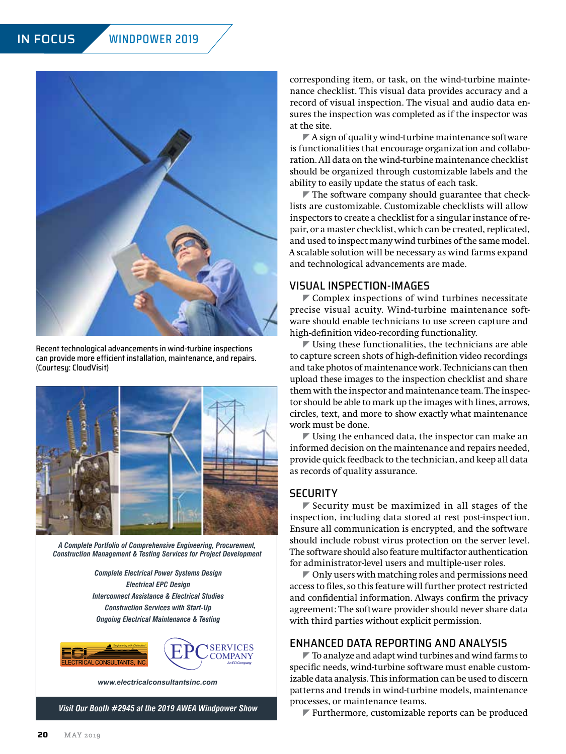Recent technological advancements in wind-turbine inspections can provide more efficient installation, maintenance, and repairs. (Courtesy: CloudVisit)

*A Complete Portfolio of Comprehensive Engineering, Procurement, Construction Management & Testing Services for Project Development*

*Complete Electrical Power Systems Design*
*Electrical EPC Design*
*Interconnect Assistance & Electrical Studies*
*Construction Services with Start-Up*
*Ongoing Electrical Maintenance & Testing*

ECI ELECTRICAL CONSULTANTS, INC. "Engineering with Distinction"
EPC SERVICES COMPANY An ECI Company

*www.electricalconsultantsinc.com*

*Visit Our Booth #2945 at the 2019 AWEA Windpower Show*

corresponding item, or task, on the wind-turbine maintenance checklist. This visual data provides accuracy and a record of visual inspection. The visual and audio data ensures the inspection was completed as if the inspector was at the site.

A sign of quality wind-turbine maintenance software is functionalities that encourage organization and collaboration. All data on the wind-turbine maintenance checklist should be organized through customizable labels and the ability to easily update the status of each task.

The software company should guarantee that checklists are customizable. Customizable checklists will allow inspectors to create a checklist for a singular instance of repair, or a master checklist, which can be created, replicated, and used to inspect many wind turbines of the same model. A scalable solution will be necessary as wind farms expand and technological advancements are made.

## VISUAL INSPECTION-IMAGES

Complex inspections of wind turbines necessitate precise visual acuity. Wind-turbine maintenance software should enable technicians to use screen capture and high-definition video-recording functionality.

Using these functionalities, the technicians are able to capture screen shots of high-definition video recordings and take photos of maintenance work. Technicians can then upload these images to the inspection checklist and share them with the inspector and maintenance team. The inspector should be able to mark up the images with lines, arrows, circles, text, and more to show exactly what maintenance work must be done.

Using the enhanced data, the inspector can make an informed decision on the maintenance and repairs needed, provide quick feedback to the technician, and keep all data as records of quality assurance.

## SECURITY

Security must be maximized in all stages of the inspection, including data stored at rest post-inspection. Ensure all communication is encrypted, and the software should include robust virus protection on the server level. The software should also feature multifactor authentication for administrator-level users and multiple-user roles.

Only users with matching roles and permissions need access to files, so this feature will further protect restricted and confidential information. Always confirm the privacy agreement: The software provider should never share data with third parties without explicit permission.

## ENHANCED DATA REPORTING AND ANALYSIS

To analyze and adapt wind turbines and wind farms to specific needs, wind-turbine software must enable customizable data analysis. This information can be used to discern patterns and trends in wind-turbine models, maintenance processes, or maintenance teams.

Furthermore, customizable reports can be produced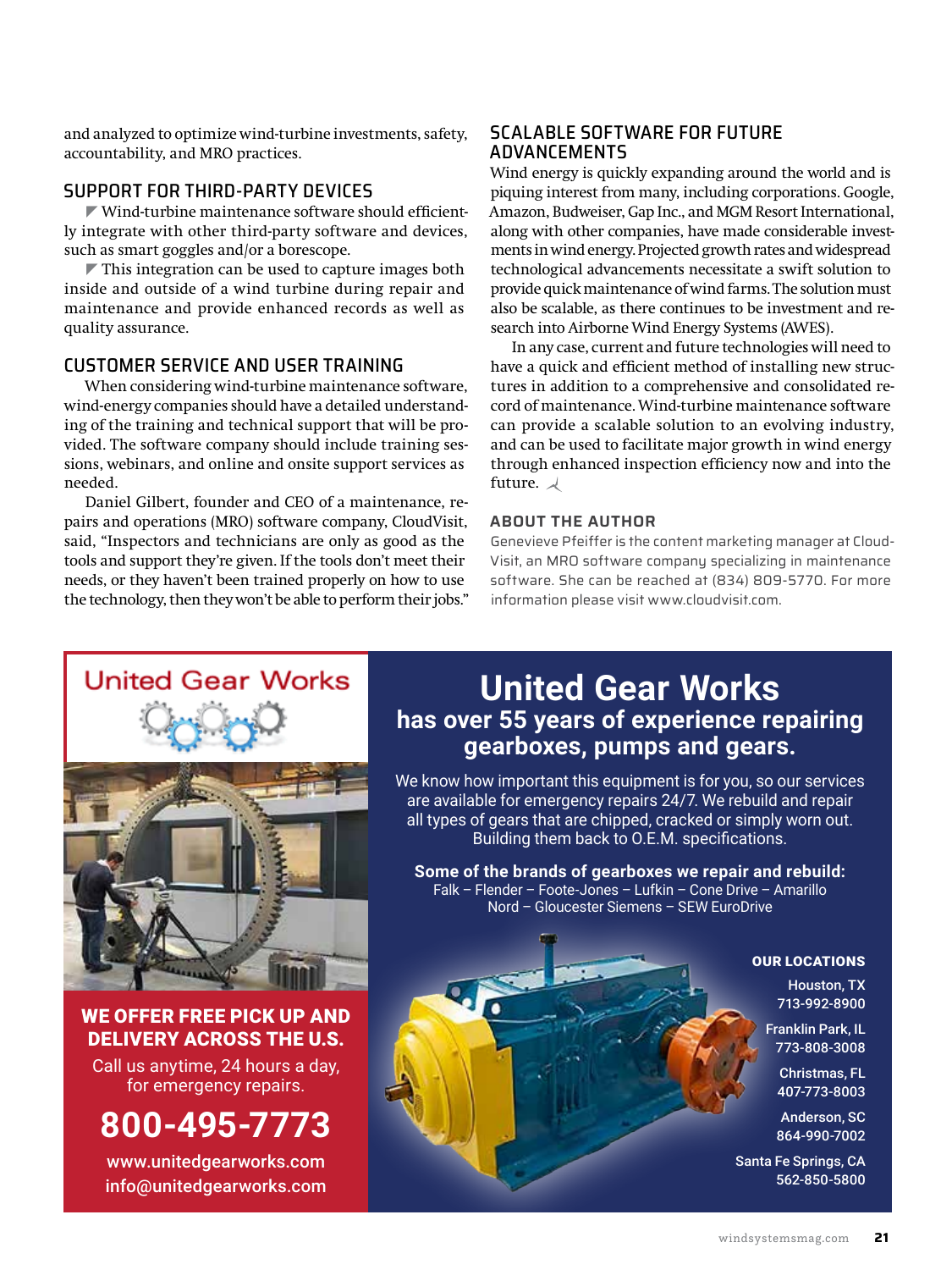and analyzed to optimize wind-turbine investments, safety, accountability, and MRO practices.

## SUPPORT FOR THIRD-PARTY DEVICES

◤ Wind-turbine maintenance software should efficiently integrate with other third-party software and devices, such as smart goggles and/or a borescope.

◤ This integration can be used to capture images both inside and outside of a wind turbine during repair and maintenance and provide enhanced records as well as quality assurance.

## CUSTOMER SERVICE AND USER TRAINING

When considering wind-turbine maintenance software, wind-energy companies should have a detailed understanding of the training and technical support that will be provided. The software company should include training sessions, webinars, and online and onsite support services as needed.

Daniel Gilbert, founder and CEO of a maintenance, repairs and operations (MRO) software company, CloudVisit, said, "Inspectors and technicians are only as good as the tools and support they're given. If the tools don't meet their needs, or they haven't been trained properly on how to use the technology, then they won't be able to perform their jobs."

## SCALABLE SOFTWARE FOR FUTURE ADVANCEMENTS

Wind energy is quickly expanding around the world and is piquing interest from many, including corporations. Google, Amazon, Budweiser, Gap Inc., and MGM Resort International, along with other companies, have made considerable investments in wind energy. Projected growth rates and widespread technological advancements necessitate a swift solution to provide quick maintenance of wind farms. The solution must also be scalable, as there continues to be investment and research into Airborne Wind Energy Systems (AWES).

In any case, current and future technologies will need to have a quick and efficient method of installing new structures in addition to a comprehensive and consolidated record of maintenance. Wind-turbine maintenance software can provide a scalable solution to an evolving industry, and can be used to facilitate major growth in wind energy through enhanced inspection efficiency now and into the future.

### ABOUT THE AUTHOR

Genevieve Pfeiffer is the content marketing manager at CloudVisit, an MRO software company specializing in maintenance software. She can be reached at (834) 809-5770. For more information please visit www.cloudvisit.com.

United Gear Works

# United Gear Works

## has over 55 years of experience repairing gearboxes, pumps and gears.

We know how important this equipment is for you, so our services are available for emergency repairs 24/7. We rebuild and repair all types of gears that are chipped, cracked or simply worn out. Building them back to O.E.M. specifications.

**Some of the brands of gearboxes we repair and rebuild:**
Falk – Flender – Foote-Jones – Lufkin – Cone Drive – Amarillo
Nord – Gloucester Siemens – SEW EuroDrive

**WE OFFER FREE PICK UP AND DELIVERY ACROSS THE U.S.**

Call us anytime, 24 hours a day, for emergency repairs.

**800-495-7773**

www.unitedgearworks.com
info@unitedgearworks.com

**OUR LOCATIONS**

Houston, TX
713-992-8900

Franklin Park, IL
773-808-3008

Christmas, FL
407-773-8003

Anderson, SC
864-990-7002

Santa Fe Springs, CA
562-850-5800